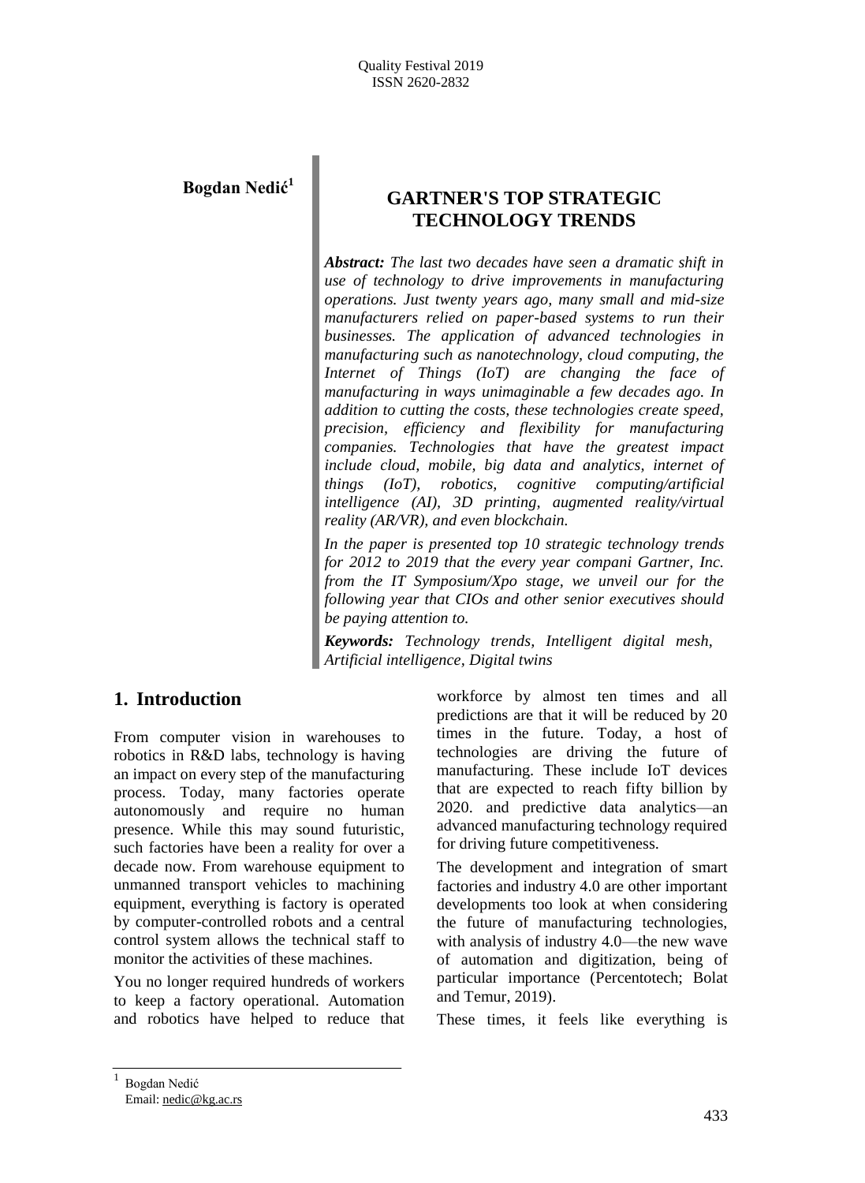**Bogdan Nedić**[1]

# GARTNER'S TOP STRATEGIC TECHNOLOGY TRENDS

***Abstract:*** *The last two decades have seen a dramatic shift in use of technology to drive improvements in manufacturing operations. Just twenty years ago, many small and mid-size manufacturers relied on paper-based systems to run their businesses. The application of advanced technologies in manufacturing such as nanotechnology, cloud computing, the Internet of Things (IoT) are changing the face of manufacturing in ways unimaginable a few decades ago. In addition to cutting the costs, these technologies create speed, precision, efficiency and flexibility for manufacturing companies. Technologies that have the greatest impact include cloud, mobile, big data and analytics, internet of things (IoT), robotics, cognitive computing/artificial intelligence (AI), 3D printing, augmented reality/virtual reality (AR/VR), and even blockchain.*

*In the paper is presented top 10 strategic technology trends for 2012 to 2019 that the every year compani Gartner, Inc. from the IT Symposium/Xpo stage, we unveil our for the following year that CIOs and other senior executives should be paying attention to.*

***Keywords:*** *Technology trends, Intelligent digital mesh, Artificial intelligence, Digital twins*

## 1. Introduction

From computer vision in warehouses to robotics in R&D labs, technology is having an impact on every step of the manufacturing process. Today, many factories operate autonomously and require no human presence. While this may sound futuristic, such factories have been a reality for over a decade now. From warehouse equipment to unmanned transport vehicles to machining equipment, everything is factory is operated by computer-controlled robots and a central control system allows the technical staff to monitor the activities of these machines.

You no longer required hundreds of workers to keep a factory operational. Automation and robotics have helped to reduce that workforce by almost ten times and all predictions are that it will be reduced by 20 times in the future. Today, a host of technologies are driving the future of manufacturing. These include IoT devices that are expected to reach fifty billion by 2020. and predictive data analytics—an advanced manufacturing technology required for driving future competitiveness.

The development and integration of smart factories and industry 4.0 are other important developments too look at when considering the future of manufacturing technologies, with analysis of industry 4.0—the new wave of automation and digitization, being of particular importance (Percentotech; Bolat and Temur, 2019).

These times, it feels like everything is

---

[1] Bogdan Nedić
Email: nedic@kg.ac.rs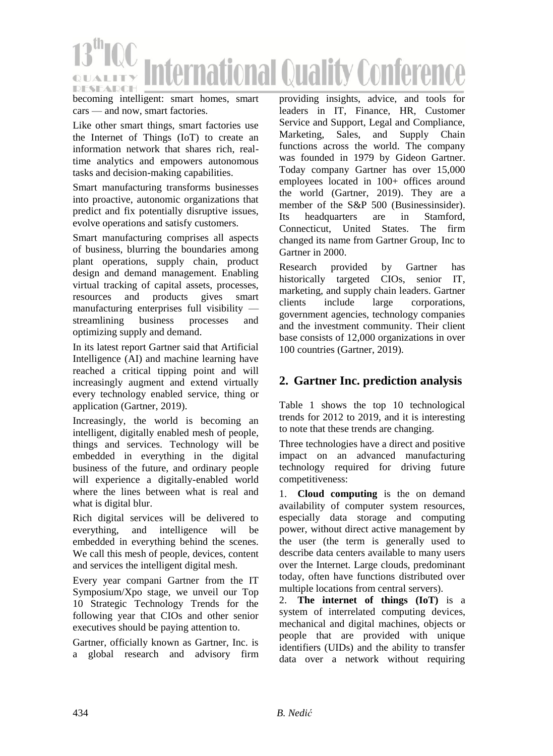becoming intelligent: smart homes, smart cars — and now, smart factories.

Like other smart things, smart factories use the Internet of Things (IoT) to create an information network that shares rich, real-time analytics and empowers autonomous tasks and decision-making capabilities.

Smart manufacturing transforms businesses into proactive, autonomic organizations that predict and fix potentially disruptive issues, evolve operations and satisfy customers.

Smart manufacturing comprises all aspects of business, blurring the boundaries among plant operations, supply chain, product design and demand management. Enabling virtual tracking of capital assets, processes, resources and products gives smart manufacturing enterprises full visibility — streamlining business processes and optimizing supply and demand.

In its latest report Gartner said that Artificial Intelligence (AI) and machine learning have reached a critical tipping point and will increasingly augment and extend virtually every technology enabled service, thing or application (Gartner, 2019).

Increasingly, the world is becoming an intelligent, digitally enabled mesh of people, things and services. Technology will be embedded in everything in the digital business of the future, and ordinary people will experience a digitally-enabled world where the lines between what is real and what is digital blur.

Rich digital services will be delivered to everything, and intelligence will be embedded in everything behind the scenes. We call this mesh of people, devices, content and services the intelligent digital mesh.

Every year compani Gartner from the IT Symposium/Xpo stage, we unveil our Top 10 Strategic Technology Trends for the following year that CIOs and other senior executives should be paying attention to.

Gartner, officially known as Gartner, Inc. is a global research and advisory firm providing insights, advice, and tools for leaders in IT, Finance, HR, Customer Service and Support, Legal and Compliance, Marketing, Sales, and Supply Chain functions across the world. The company was founded in 1979 by Gideon Gartner. Today company Gartner has over 15,000 employees located in 100+ offices around the world (Gartner, 2019). They are a member of the S&P 500 (Businessinsider). Its headquarters are in Stamford, Connecticut, United States. The firm changed its name from Gartner Group, Inc to Gartner in 2000.

Research provided by Gartner has historically targeted CIOs, senior IT, marketing, and supply chain leaders. Gartner clients include large corporations, government agencies, technology companies and the investment community. Their client base consists of 12,000 organizations in over 100 countries (Gartner, 2019).

## 2. Gartner Inc. prediction analysis

Table 1 shows the top 10 technological trends for 2012 to 2019, and it is interesting to note that these trends are changing.

Three technologies have a direct and positive impact on an advanced manufacturing technology required for driving future competitiveness:

1. **Cloud computing** is the on demand availability of computer system resources, especially data storage and computing power, without direct active management by the user (the term is generally used to describe data centers available to many users over the Internet. Large clouds, predominant today, often have functions distributed over multiple locations from central servers).
2. **The internet of things (IoT)** is a system of interrelated computing devices, mechanical and digital machines, objects or people that are provided with unique identifiers (UIDs) and the ability to transfer data over a network without requiring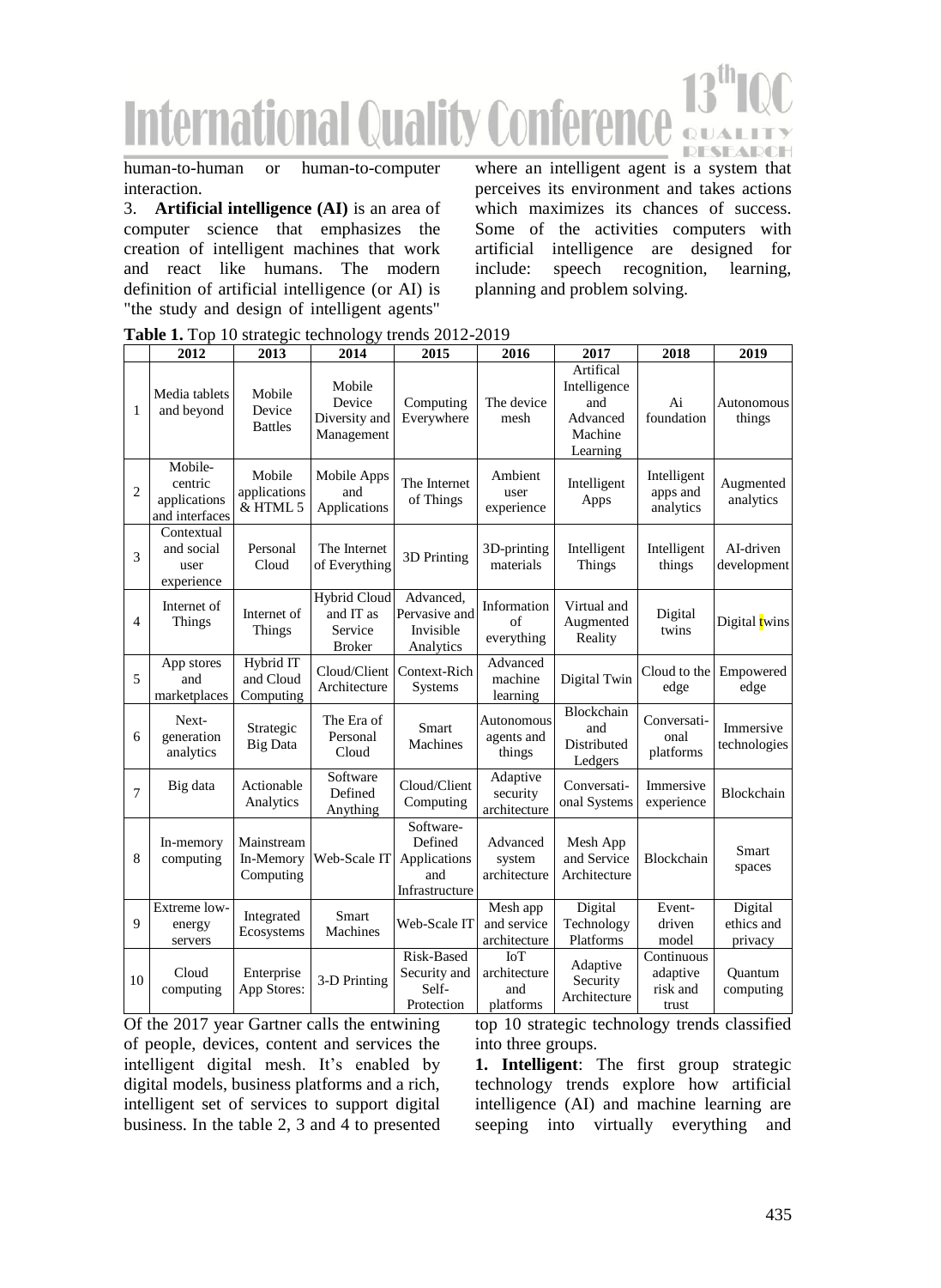human-to-human or human-to-computer interaction.

3. **Artificial intelligence (AI)** is an area of computer science that emphasizes the creation of intelligent machines that work and react like humans. The modern definition of artificial intelligence (or AI) is "the study and design of intelligent agents" where an intelligent agent is a system that perceives its environment and takes actions which maximizes its chances of success. Some of the activities computers with artificial intelligence are designed for include: speech recognition, learning, planning and problem solving.

**Table 1.** Top 10 strategic technology trends 2012-2019

| | 2012 | 2013 | 2014 | 2015 | 2016 | 2017 | 2018 | 2019 |
|---|---|---|---|---|---|---|---|---|
| 1 | Media tablets and beyond | Mobile Device Battles | Mobile Device Diversity and Management | Computing Everywhere | The device mesh | Artifical Intelligence and Advanced Machine Learning | Ai foundation | Autonomous things |
| 2 | Mobile-centric applications and interfaces | Mobile applications & HTML 5 | Mobile Apps and Applications | The Internet of Things | Ambient user experience | Intelligent Apps | Intelligent apps and analytics | Augmented analytics |
| 3 | Contextual and social user experience | Personal Cloud | The Internet of Everything | 3D Printing | 3D-printing materials | Intelligent Things | Intelligent things | AI-driven development |
| 4 | Internet of Things | Internet of Things | Hybrid Cloud and IT as Service Broker | Advanced, Pervasive and Invisible Analytics | Information of everything | Virtual and Augmented Reality | Digital twins | Digital twins |
| 5 | App stores and marketplaces | Hybrid IT and Cloud Computing | Cloud/Client Architecture | Context-Rich Systems | Advanced machine learning | Digital Twin | Cloud to the edge | Empowered edge |
| 6 | Next-generation analytics | Strategic Big Data | The Era of Personal Cloud | Smart Machines | Autonomous agents and things | Blockchain and Distributed Ledgers | Conversati-onal platforms | Immersive technologies |
| 7 | Big data | Actionable Analytics | Software Defined Anything | Cloud/Client Computing | Adaptive security architecture | Conversati-onal Systems | Immersive experience | Blockchain |
| 8 | In-memory computing | Mainstream In-Memory Computing | Web-Scale IT | Software-Defined Applications and Infrastructure | Advanced system architecture | Mesh App and Service Architecture | Blockchain | Smart spaces |
| 9 | Extreme low-energy servers | Integrated Ecosystems | Smart Machines | Web-Scale IT | Mesh app and service architecture | Digital Technology Platforms | Event-driven model | Digital ethics and privacy |
| 10 | Cloud computing | Enterprise App Stores: | 3-D Printing | Risk-Based Security and Self-Protection | IoT architecture and platforms | Adaptive Security Architecture | Continuous adaptive risk and trust | Quantum computing |

Of the 2017 year Gartner calls the entwining of people, devices, content and services the intelligent digital mesh. It's enabled by digital models, business platforms and a rich, intelligent set of services to support digital business. In the table 2, 3 and 4 to presented top 10 strategic technology trends classified into three groups.

**1. Intelligent**: The first group strategic technology trends explore how artificial intelligence (AI) and machine learning are seeping into virtually everything and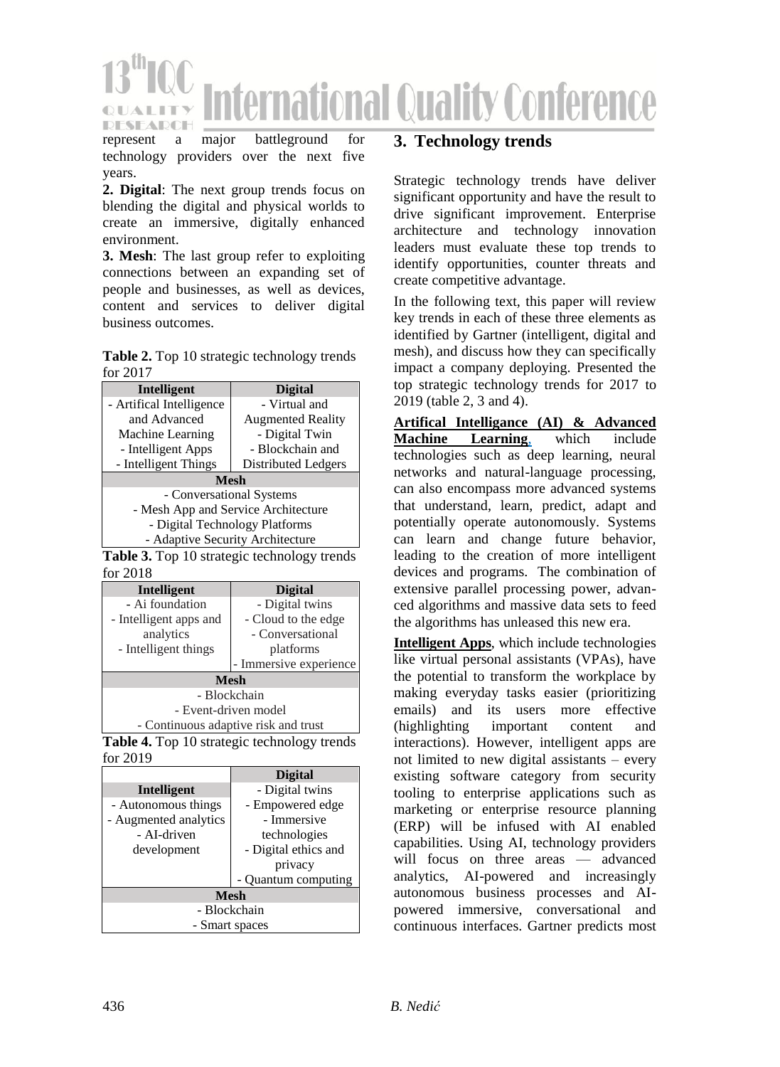represent a major battleground for technology providers over the next five years.

**2. Digital**: The next group trends focus on blending the digital and physical worlds to create an immersive, digitally enhanced environment.

**3. Mesh**: The last group refer to exploiting connections between an expanding set of people and businesses, as well as devices, content and services to deliver digital business outcomes.

**Table 2.** Top 10 strategic technology trends for 2017

| Intelligent | Digital |
|---|---|
| - Artifical Intelligence and Advanced Machine Learning<br>- Intelligent Apps<br>- Intelligent Things | - Virtual and Augmented Reality<br>- Digital Twin<br>- Blockchain and Distributed Ledgers |
| **Mesh** | |
| - Conversational Systems<br>- Mesh App and Service Architecture<br>- Digital Technology Platforms<br>- Adaptive Security Architecture | |

**Table 3.** Top 10 strategic technology trends for 2018

| Intelligent | Digital |
|---|---|
| - Ai foundation<br>- Intelligent apps and analytics<br>- Intelligent things | - Digital twins<br>- Cloud to the edge<br>- Conversational platforms<br>- Immersive experience |
| **Mesh** | |
| - Blockchain<br>- Event-driven model<br>- Continuous adaptive risk and trust | |

**Table 4.** Top 10 strategic technology trends for 2019

| Intelligent | Digital |
|---|---|
| - Autonomous things<br>- Augmented analytics<br>- AI-driven development | - Digital twins<br>- Empowered edge<br>- Immersive technologies<br>- Digital ethics and privacy<br>- Quantum computing |
| **Mesh** | |
| - Blockchain<br>- Smart spaces | |

## 3. Technology trends

Strategic technology trends have deliver significant opportunity and have the result to drive significant improvement. Enterprise architecture and technology innovation leaders must evaluate these top trends to identify opportunities, counter threats and create competitive advantage.

In the following text, this paper will review key trends in each of these three elements as identified by Gartner (intelligent, digital and mesh), and discuss how they can specifically impact a company deploying. Presented the top strategic technology trends for 2017 to 2019 (table 2, 3 and 4).

**Artifical Intelligence (AI) & Advanced Machine Learning**, which include technologies such as deep learning, neural networks and natural-language processing, can also encompass more advanced systems that understand, learn, predict, adapt and potentially operate autonomously. Systems can learn and change future behavior, leading to the creation of more intelligent devices and programs. The combination of extensive parallel processing power, advanced algorithms and massive data sets to feed the algorithms has unleased this new era.

**Intelligent Apps**, which include technologies like virtual personal assistants (VPAs), have the potential to transform the workplace by making everyday tasks easier (prioritizing emails) and its users more effective (highlighting important content and interactions). However, intelligent apps are not limited to new digital assistants – every existing software category from security tooling to enterprise applications such as marketing or enterprise resource planning (ERP) will be infused with AI enabled capabilities. Using AI, technology providers will focus on three areas — advanced analytics, AI-powered and increasingly autonomous business processes and AI-powered immersive, conversational and continuous interfaces. Gartner predicts most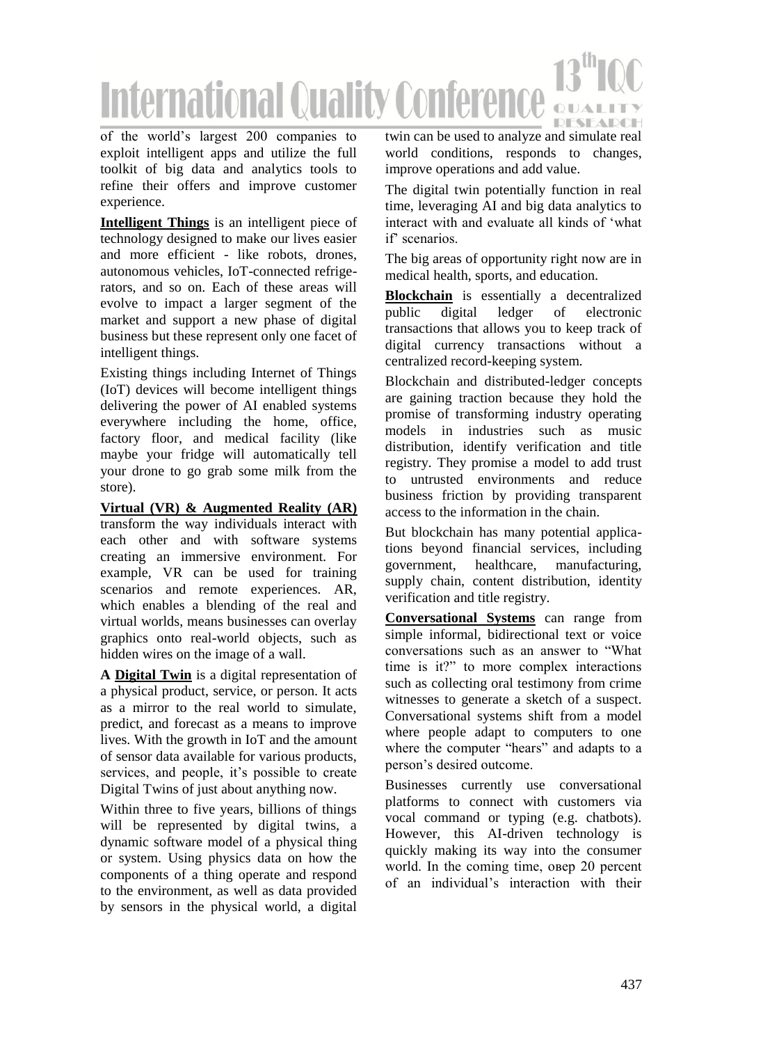of the world's largest 200 companies to exploit intelligent apps and utilize the full toolkit of big data and analytics tools to refine their offers and improve customer experience.

**Intelligent Things** is an intelligent piece of technology designed to make our lives easier and more efficient - like robots, drones, autonomous vehicles, IoT-connected refrigerators, and so on. Each of these areas will evolve to impact a larger segment of the market and support a new phase of digital business but these represent only one facet of intelligent things.

Existing things including Internet of Things (IoT) devices will become intelligent things delivering the power of AI enabled systems everywhere including the home, office, factory floor, and medical facility (like maybe your fridge will automatically tell your drone to go grab some milk from the store).

**Virtual (VR) & Augmented Reality (AR)** transform the way individuals interact with each other and with software systems creating an immersive environment. For example, VR can be used for training scenarios and remote experiences. AR, which enables a blending of the real and virtual worlds, means businesses can overlay graphics onto real-world objects, such as hidden wires on the image of a wall.

**A Digital Twin** is a digital representation of a physical product, service, or person. It acts as a mirror to the real world to simulate, predict, and forecast as a means to improve lives. With the growth in IoT and the amount of sensor data available for various products, services, and people, it's possible to create Digital Twins of just about anything now.

Within three to five years, billions of things will be represented by digital twins, a dynamic software model of a physical thing or system. Using physics data on how the components of a thing operate and respond to the environment, as well as data provided by sensors in the physical world, a digital twin can be used to analyze and simulate real world conditions, responds to changes, improve operations and add value.

The digital twin potentially function in real time, leveraging AI and big data analytics to interact with and evaluate all kinds of 'what if' scenarios.

The big areas of opportunity right now are in medical health, sports, and education.

**Blockchain** is essentially a decentralized public digital ledger of electronic transactions that allows you to keep track of digital currency transactions without a centralized record-keeping system.

Blockchain and distributed-ledger concepts are gaining traction because they hold the promise of transforming industry operating models in industries such as music distribution, identify verification and title registry. They promise a model to add trust to untrusted environments and reduce business friction by providing transparent access to the information in the chain.

But blockchain has many potential applications beyond financial services, including government, healthcare, manufacturing, supply chain, content distribution, identity verification and title registry.

**Conversational Systems** can range from simple informal, bidirectional text or voice conversations such as an answer to "What time is it?" to more complex interactions such as collecting oral testimony from crime witnesses to generate a sketch of a suspect. Conversational systems shift from a model where people adapt to computers to one where the computer "hears" and adapts to a person's desired outcome.

Businesses currently use conversational platforms to connect with customers via vocal command or typing (e.g. chatbots). However, this AI-driven technology is quickly making its way into the consumer world. In the coming time, овер 20 percent of an individual's interaction with their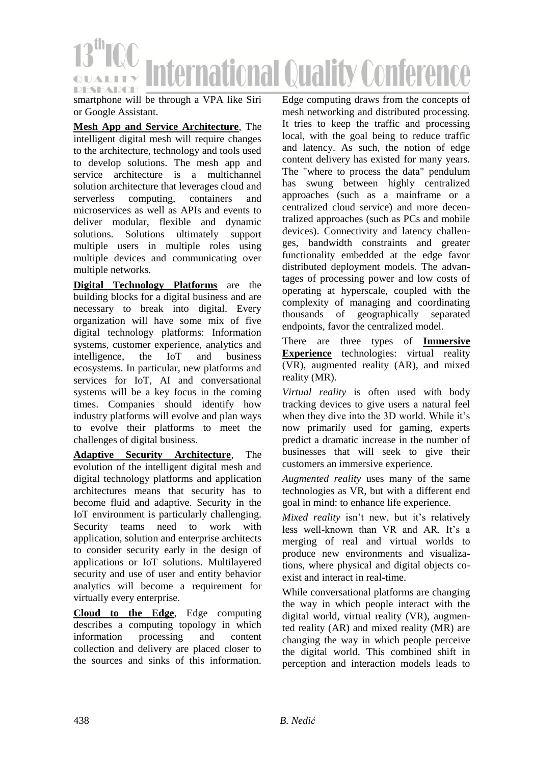smartphone will be through a VPA like Siri or Google Assistant.

**Mesh App and Service Architecture**, The intelligent digital mesh will require changes to the architecture, technology and tools used to develop solutions. The mesh app and service architecture is a multichannel solution architecture that leverages cloud and serverless computing, containers and microservices as well as APIs and events to deliver modular, flexible and dynamic solutions. Solutions ultimately support multiple users in multiple roles using multiple devices and communicating over multiple networks.

**Digital Technology Platforms** are the building blocks for a digital business and are necessary to break into digital. Every organization will have some mix of five digital technology platforms: Information systems, customer experience, analytics and intelligence, the IoT and business ecosystems. In particular, new platforms and services for IoT, AI and conversational systems will be a key focus in the coming times. Companies should identify how industry platforms will evolve and plan ways to evolve their platforms to meet the challenges of digital business.

**Adaptive Security Architecture**, The evolution of the intelligent digital mesh and digital technology platforms and application architectures means that security has to become fluid and adaptive. Security in the IoT environment is particularly challenging. Security teams need to work with application, solution and enterprise architects to consider security early in the design of applications or IoT solutions. Multilayered security and use of user and entity behavior analytics will become a requirement for virtually every enterprise.

**Cloud to the Edge**, Edge computing describes a computing topology in which information processing and content collection and delivery are placed closer to the sources and sinks of this information. Edge computing draws from the concepts of mesh networking and distributed processing. It tries to keep the traffic and processing local, with the goal being to reduce traffic and latency. As such, the notion of edge content delivery has existed for many years. The "where to process the data" pendulum has swung between highly centralized approaches (such as a mainframe or a centralized cloud service) and more decentralized approaches (such as PCs and mobile devices). Connectivity and latency challenges, bandwidth constraints and greater functionality embedded at the edge favor distributed deployment models. The advantages of processing power and low costs of operating at hyperscale, coupled with the complexity of managing and coordinating thousands of geographically separated endpoints, favor the centralized model.

There are three types of **Immersive Experience** technologies: virtual reality (VR), augmented reality (AR), and mixed reality (MR).

*Virtual reality* is often used with body tracking devices to give users a natural feel when they dive into the 3D world. While it's now primarily used for gaming, experts predict a dramatic increase in the number of businesses that will seek to give their customers an immersive experience.

*Augmented reality* uses many of the same technologies as VR, but with a different end goal in mind: to enhance life experience.

*Mixed reality* isn't new, but it's relatively less well-known than VR and AR. It's a merging of real and virtual worlds to produce new environments and visualizations, where physical and digital objects co-exist and interact in real-time.

While conversational platforms are changing the way in which people interact with the digital world, virtual reality (VR), augmented reality (AR) and mixed reality (MR) are changing the way in which people perceive the digital world. This combined shift in perception and interaction models leads to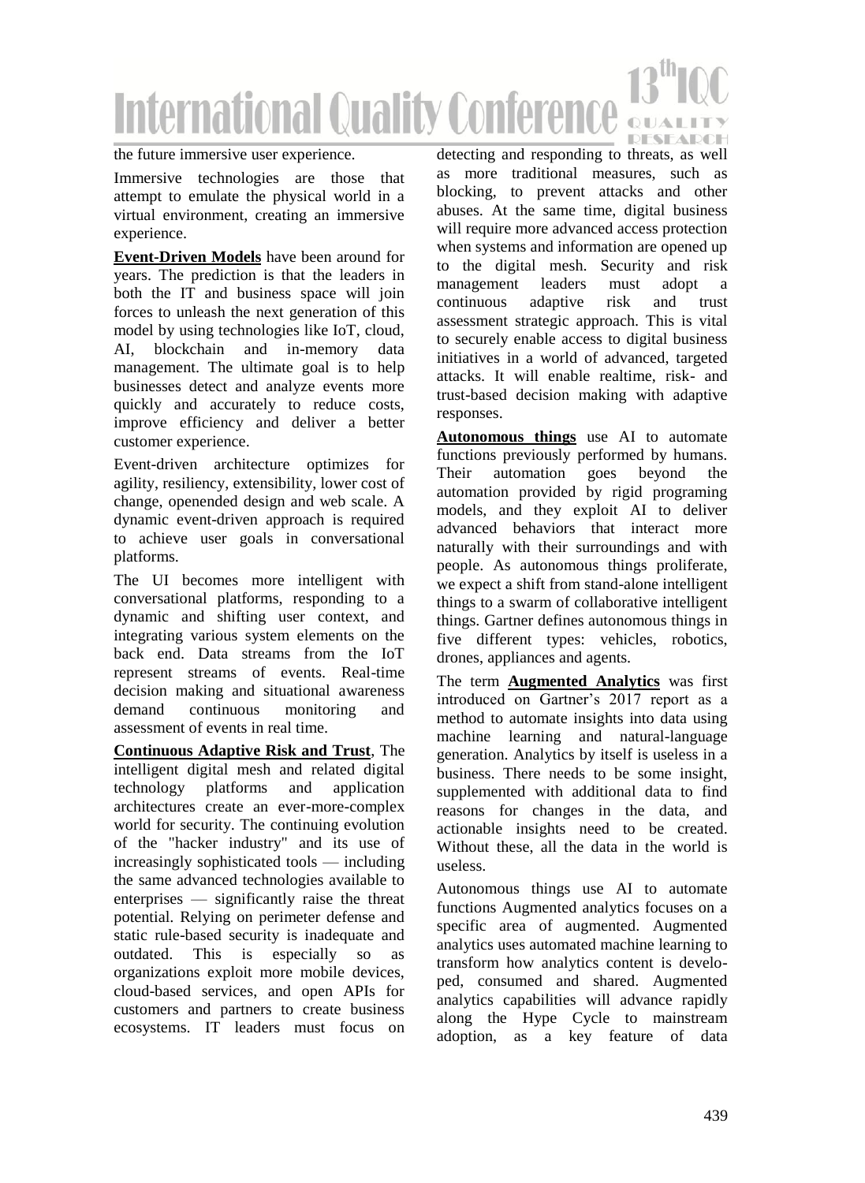the future immersive user experience.

Immersive technologies are those that attempt to emulate the physical world in a virtual environment, creating an immersive experience.

**Event-Driven Models** have been around for years. The prediction is that the leaders in both the IT and business space will join forces to unleash the next generation of this model by using technologies like IoT, cloud, AI, blockchain and in-memory data management. The ultimate goal is to help businesses detect and analyze events more quickly and accurately to reduce costs, improve efficiency and deliver a better customer experience.

Event-driven architecture optimizes for agility, resiliency, extensibility, lower cost of change, openended design and web scale. A dynamic event-driven approach is required to achieve user goals in conversational platforms.

The UI becomes more intelligent with conversational platforms, responding to a dynamic and shifting user context, and integrating various system elements on the back end. Data streams from the IoT represent streams of events. Real-time decision making and situational awareness demand continuous monitoring and assessment of events in real time.

**Continuous Adaptive Risk and Trust**, The intelligent digital mesh and related digital technology platforms and application architectures create an ever-more-complex world for security. The continuing evolution of the "hacker industry" and its use of increasingly sophisticated tools — including the same advanced technologies available to enterprises — significantly raise the threat potential. Relying on perimeter defense and static rule-based security is inadequate and outdated. This is especially so as organizations exploit more mobile devices, cloud-based services, and open APIs for customers and partners to create business ecosystems. IT leaders must focus on detecting and responding to threats, as well as more traditional measures, such as blocking, to prevent attacks and other abuses. At the same time, digital business will require more advanced access protection when systems and information are opened up to the digital mesh. Security and risk management leaders must adopt a continuous adaptive risk and trust assessment strategic approach. This is vital to securely enable access to digital business initiatives in a world of advanced, targeted attacks. It will enable realtime, risk- and trust-based decision making with adaptive responses.

**Autonomous things** use AI to automate functions previously performed by humans. Their automation goes beyond the automation provided by rigid programing models, and they exploit AI to deliver advanced behaviors that interact more naturally with their surroundings and with people. As autonomous things proliferate, we expect a shift from stand-alone intelligent things to a swarm of collaborative intelligent things. Gartner defines autonomous things in five different types: vehicles, robotics, drones, appliances and agents.

The term **Augmented Analytics** was first introduced on Gartner's 2017 report as a method to automate insights into data using machine learning and natural-language generation. Analytics by itself is useless in a business. There needs to be some insight, supplemented with additional data to find reasons for changes in the data, and actionable insights need to be created. Without these, all the data in the world is useless.

Autonomous things use AI to automate functions Augmented analytics focuses on a specific area of augmented. Augmented analytics uses automated machine learning to transform how analytics content is developed, consumed and shared. Augmented analytics capabilities will advance rapidly along the Hype Cycle to mainstream adoption, as a key feature of data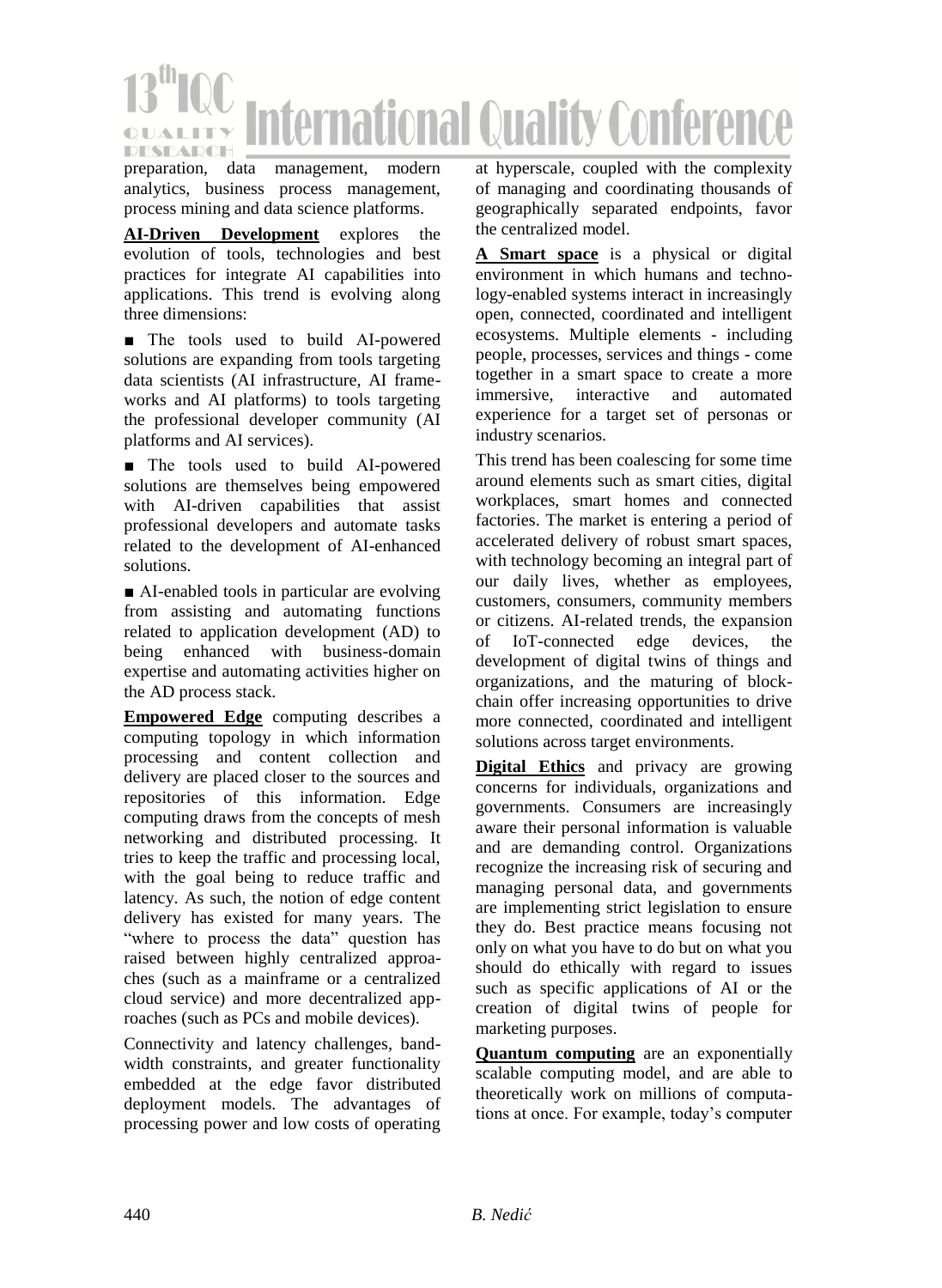preparation, data management, modern analytics, business process management, process mining and data science platforms.

**AI-Driven Development** explores the evolution of tools, technologies and best practices for integrate AI capabilities into applications. This trend is evolving along three dimensions:

- The tools used to build AI-powered solutions are expanding from tools targeting data scientists (AI infrastructure, AI frameworks and AI platforms) to tools targeting the professional developer community (AI platforms and AI services).
- The tools used to build AI-powered solutions are themselves being empowered with AI-driven capabilities that assist professional developers and automate tasks related to the development of AI-enhanced solutions.
- AI-enabled tools in particular are evolving from assisting and automating functions related to application development (AD) to being enhanced with business-domain expertise and automating activities higher on the AD process stack.

**Empowered Edge** computing describes a computing topology in which information processing and content collection and delivery are placed closer to the sources and repositories of this information. Edge computing draws from the concepts of mesh networking and distributed processing. It tries to keep the traffic and processing local, with the goal being to reduce traffic and latency. As such, the notion of edge content delivery has existed for many years. The "where to process the data" question has raised between highly centralized approaches (such as a mainframe or a centralized cloud service) and more decentralized approaches (such as PCs and mobile devices).

Connectivity and latency challenges, bandwidth constraints, and greater functionality embedded at the edge favor distributed deployment models. The advantages of processing power and low costs of operating at hyperscale, coupled with the complexity of managing and coordinating thousands of geographically separated endpoints, favor the centralized model.

**A Smart space** is a physical or digital environment in which humans and technology-enabled systems interact in increasingly open, connected, coordinated and intelligent ecosystems. Multiple elements - including people, processes, services and things - come together in a smart space to create a more immersive, interactive and automated experience for a target set of personas or industry scenarios.

This trend has been coalescing for some time around elements such as smart cities, digital workplaces, smart homes and connected factories. The market is entering a period of accelerated delivery of robust smart spaces, with technology becoming an integral part of our daily lives, whether as employees, customers, consumers, community members or citizens. AI-related trends, the expansion of IoT-connected edge devices, the development of digital twins of things and organizations, and the maturing of blockchain offer increasing opportunities to drive more connected, coordinated and intelligent solutions across target environments.

**Digital Ethics** and privacy are growing concerns for individuals, organizations and governments. Consumers are increasingly aware their personal information is valuable and are demanding control. Organizations recognize the increasing risk of securing and managing personal data, and governments are implementing strict legislation to ensure they do. Best practice means focusing not only on what you have to do but on what you should do ethically with regard to issues such as specific applications of AI or the creation of digital twins of people for marketing purposes.

**Quantum computing** are an exponentially scalable computing model, and are able to theoretically work on millions of computations at once. For example, today's computer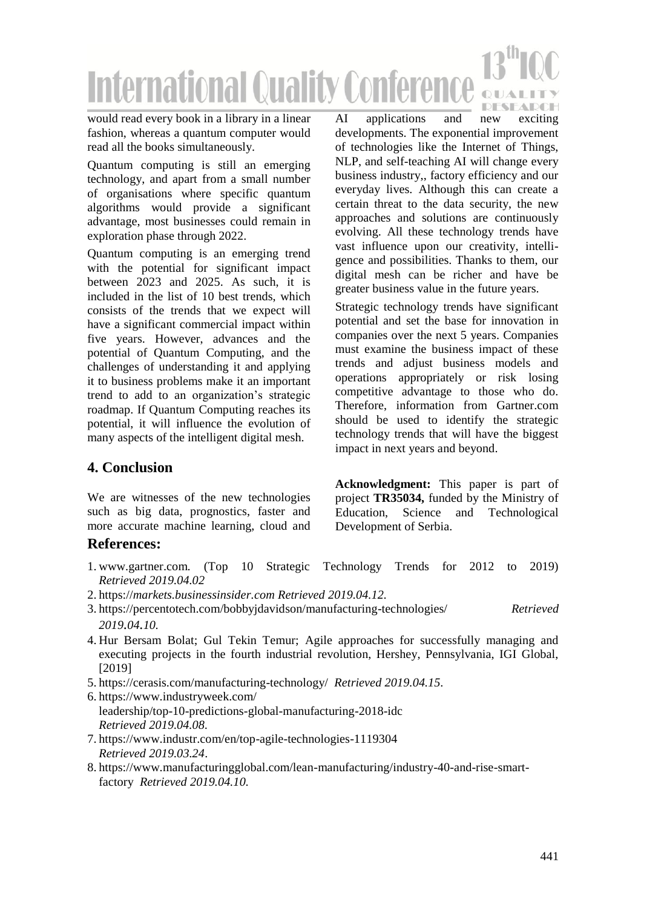would read every book in a library in a linear fashion, whereas a quantum computer would read all the books simultaneously.

Quantum computing is still an emerging technology, and apart from a small number of organisations where specific quantum algorithms would provide a significant advantage, most businesses could remain in exploration phase through 2022.

Quantum computing is an emerging trend with the potential for significant impact between 2023 and 2025. As such, it is included in the list of 10 best trends, which consists of the trends that we expect will have a significant commercial impact within five years. However, advances and the potential of Quantum Computing, and the challenges of understanding it and applying it to business problems make it an important trend to add to an organization's strategic roadmap. If Quantum Computing reaches its potential, it will influence the evolution of many aspects of the intelligent digital mesh.

## 4. Conclusion

We are witnesses of the new technologies such as big data, prognostics, faster and more accurate machine learning, cloud and AI applications and new exciting developments. The exponential improvement of technologies like the Internet of Things, NLP, and self-teaching AI will change every business industry,, factory efficiency and our everyday lives. Although this can create a certain threat to the data security, the new approaches and solutions are continuously evolving. All these technology trends have vast influence upon our creativity, intelligence and possibilities. Thanks to them, our digital mesh can be richer and have be greater business value in the future years.

Strategic technology trends have significant potential and set the base for innovation in companies over the next 5 years. Companies must examine the business impact of these trends and adjust business models and operations appropriately or risk losing competitive advantage to those who do. Therefore, information from Gartner.com should be used to identify the strategic technology trends that will have the biggest impact in next years and beyond.

**Acknowledgment:** This paper is part of project **TR35034,** funded by the Ministry of Education, Science and Technological Development of Serbia.

## References:

1. www.gartner.com. (Top 10 Strategic Technology Trends for 2012 to 2019) *Retrieved 2019.04.02*
2. https://*markets.businessinsider.com Retrieved 2019.04.12.*
3. https://percentotech.com/bobbyjdavidson/manufacturing-technologies/ *Retrieved 2019.04.10.*
4. Hur Bersam Bolat; Gul Tekin Temur; Agile approaches for successfully managing and executing projects in the fourth industrial revolution, Hershey, Pennsylvania, IGI Global, [2019]
5. https://cerasis.com/manufacturing-technology/ *Retrieved 2019.04.15.*
6. https://www.industryweek.com/leadership/top-10-predictions-global-manufacturing-2018-idc *Retrieved 2019.04.08.*
7. https://www.industr.com/en/top-agile-technologies-1119304 *Retrieved 2019.03.24*.
8. https://www.manufacturingglobal.com/lean-manufacturing/industry-40-and-rise-smart-factory *Retrieved 2019.04.10.*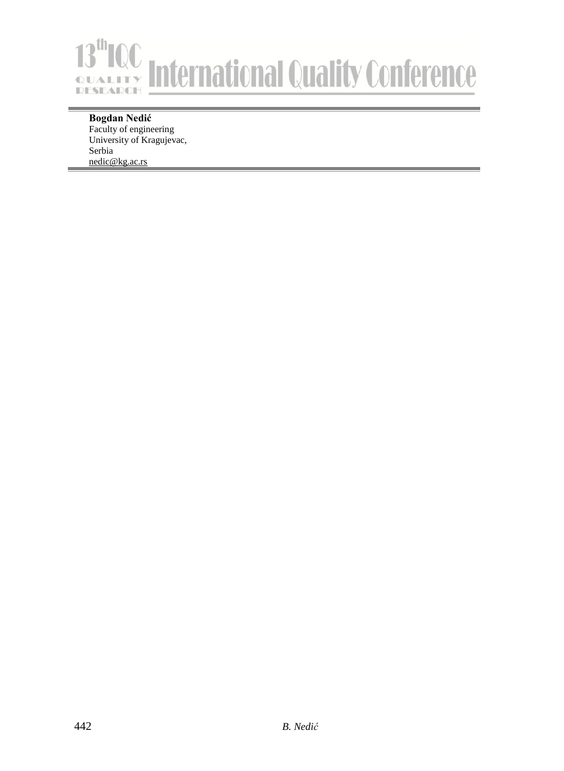**Bogdan Nedić**
Faculty of engineering
University of Kragujevac,
Serbia
nedic@kg.ac.rs